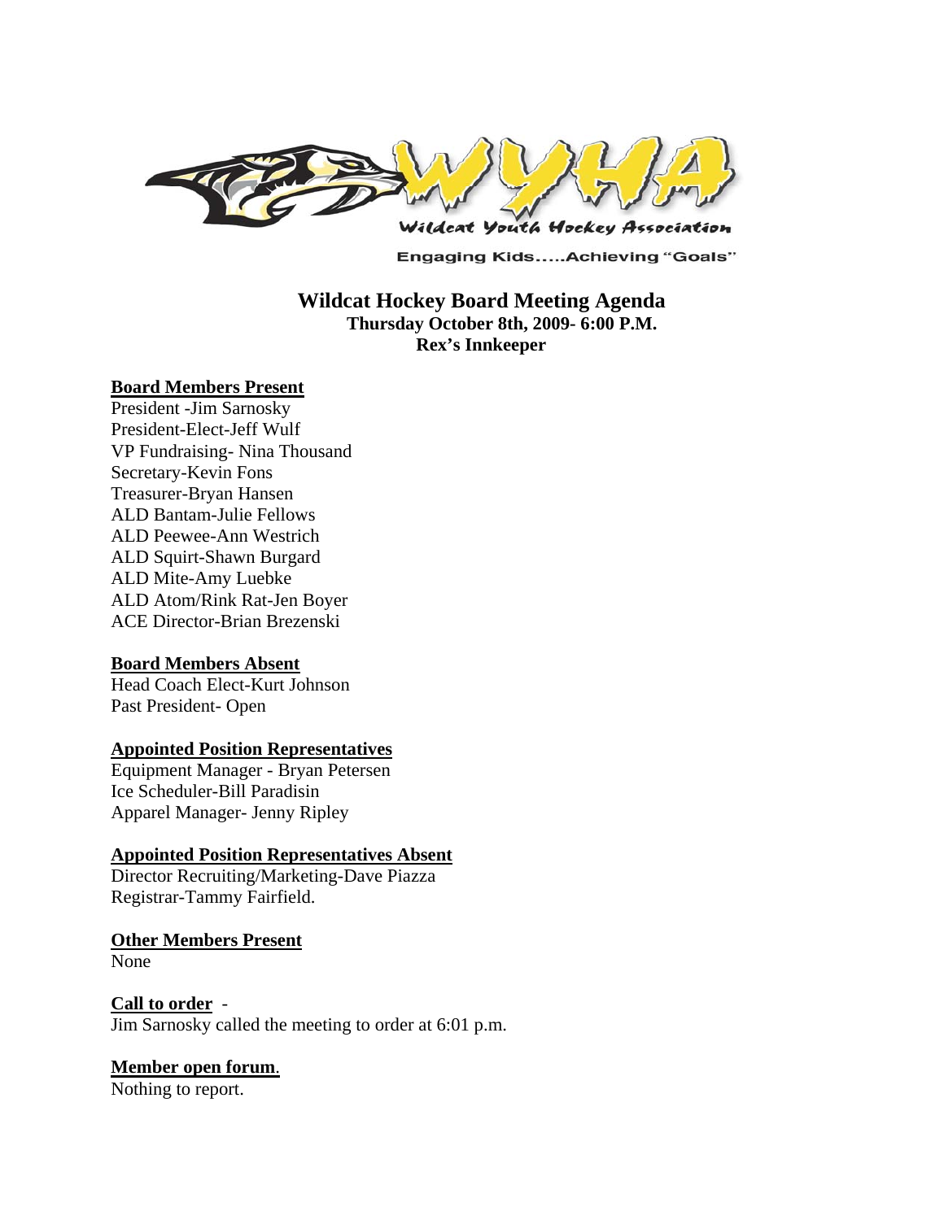Wildcat Youth Hockey Association

Engaging Kids.....Achieving "Goals"

# Wildcat Hockey Board Meeting Agenda

**Thursday October 8th, 2009- 6:00 P.M.**

**Rex's Innkeeper**

**Board Members Present**

President -Jim Sarnosky
President-Elect-Jeff Wulf
VP Fundraising- Nina Thousand
Secretary-Kevin Fons
Treasurer-Bryan Hansen
ALD Bantam-Julie Fellows
ALD Peewee-Ann Westrich
ALD Squirt-Shawn Burgard
ALD Mite-Amy Luebke
ALD Atom/Rink Rat-Jen Boyer
ACE Director-Brian Brezenski

**Board Members Absent**

Head Coach Elect-Kurt Johnson
Past President- Open

**Appointed Position Representatives**

Equipment Manager - Bryan Petersen
Ice Scheduler-Bill Paradisin
Apparel Manager- Jenny Ripley

**Appointed Position Representatives Absent**

Director Recruiting/Marketing-Dave Piazza
Registrar-Tammy Fairfield.

**Other Members Present**

None

**Call to order** -

Jim Sarnosky called the meeting to order at 6:01 p.m.

**Member open forum**.

Nothing to report.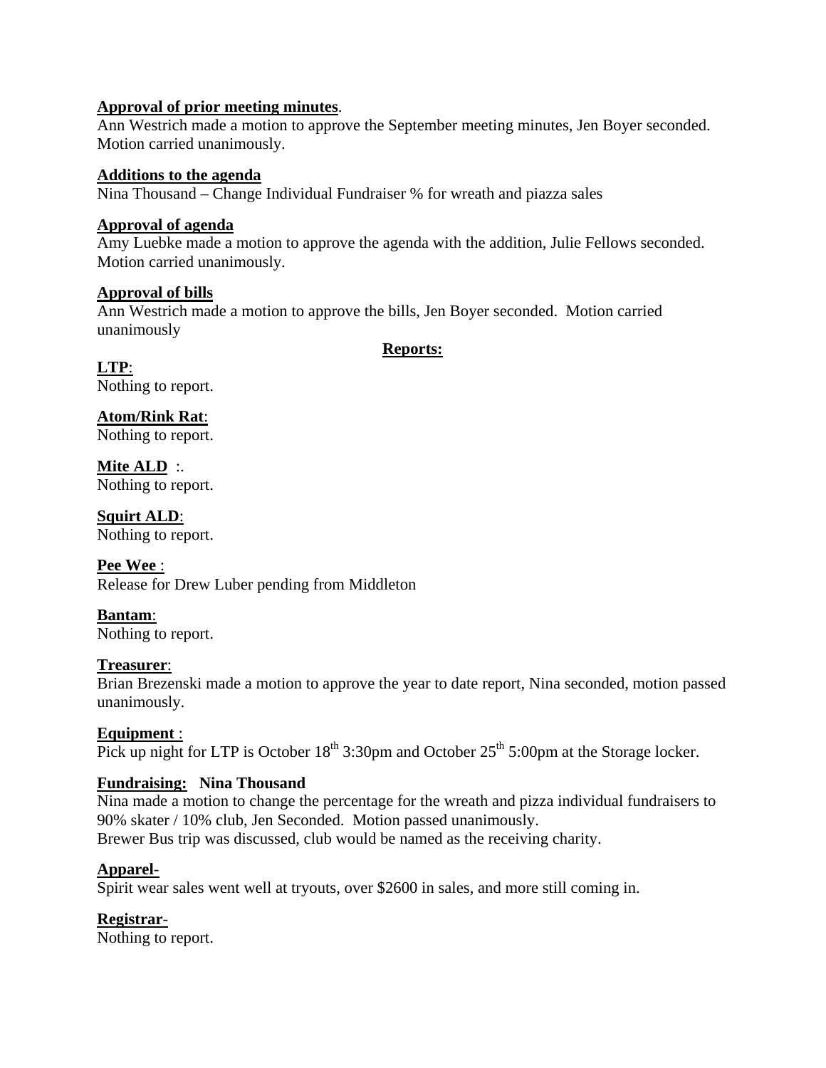**Approval of prior meeting minutes**.

Ann Westrich made a motion to approve the September meeting minutes, Jen Boyer seconded. Motion carried unanimously.

**Additions to the agenda**

Nina Thousand – Change Individual Fundraiser % for wreath and piazza sales

**Approval of agenda**

Amy Luebke made a motion to approve the agenda with the addition, Julie Fellows seconded. Motion carried unanimously.

**Approval of bills**

Ann Westrich made a motion to approve the bills, Jen Boyer seconded. Motion carried unanimously

## Reports:

**LTP**:

Nothing to report.

**Atom/Rink Rat**:

Nothing to report.

**Mite ALD** :.

Nothing to report.

**Squirt ALD**:

Nothing to report.

**Pee Wee** :

Release for Drew Luber pending from Middleton

**Bantam**:

Nothing to report.

**Treasurer**:

Brian Brezenski made a motion to approve the year to date report, Nina seconded, motion passed unanimously.

**Equipment** :

Pick up night for LTP is October 18th 3:30pm and October 25th 5:00pm at the Storage locker.

**Fundraising: Nina Thousand**

Nina made a motion to change the percentage for the wreath and pizza individual fundraisers to 90% skater / 10% club, Jen Seconded. Motion passed unanimously.

Brewer Bus trip was discussed, club would be named as the receiving charity.

**Apparel**-

Spirit wear sales went well at tryouts, over $2600 in sales, and more still coming in.

**Registrar**-

Nothing to report.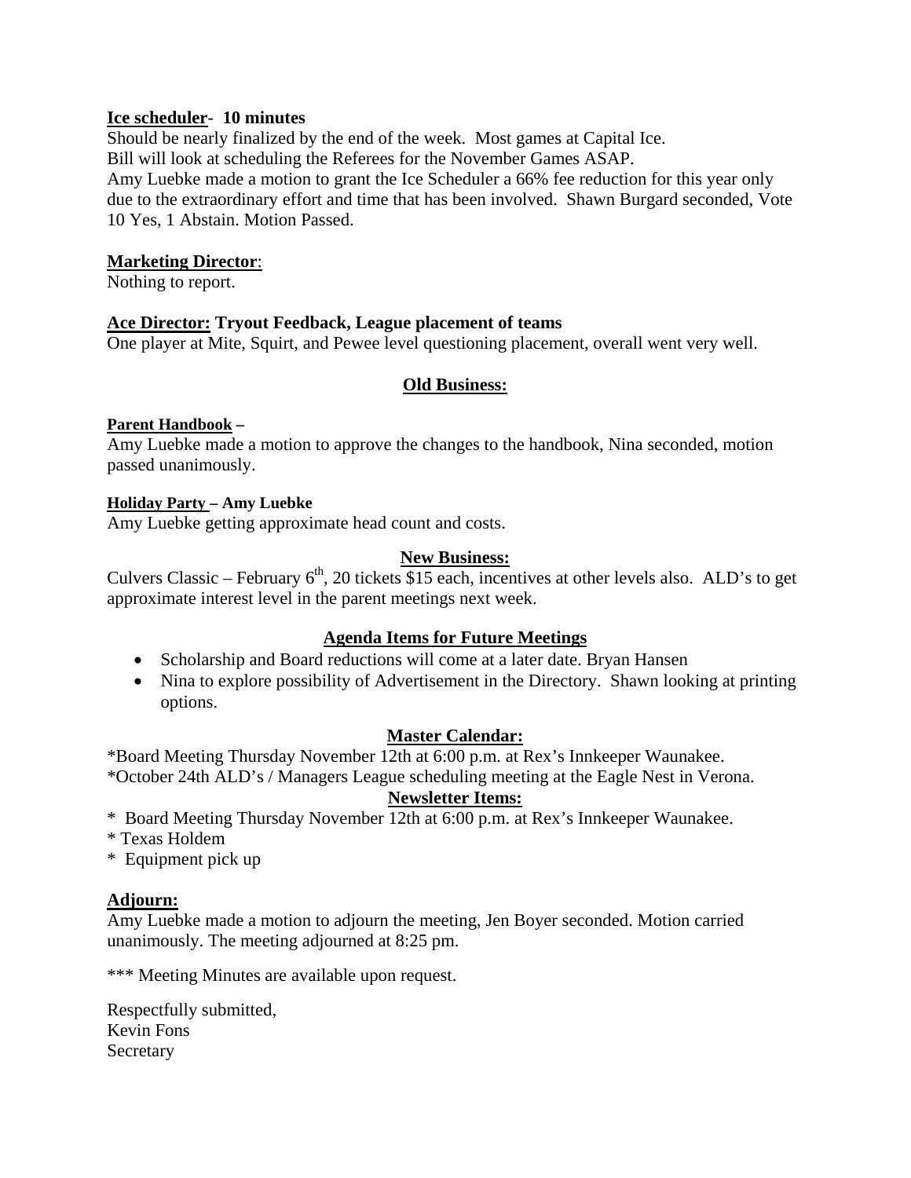**Ice scheduler**- **10 minutes**
Should be nearly finalized by the end of the week. Most games at Capital Ice.
Bill will look at scheduling the Referees for the November Games ASAP.
Amy Luebke made a motion to grant the Ice Scheduler a 66% fee reduction for this year only due to the extraordinary effort and time that has been involved. Shawn Burgard seconded, Vote 10 Yes, 1 Abstain. Motion Passed.

**Marketing Director**:
Nothing to report.

**Ace Director: Tryout Feedback, League placement of teams**
One player at Mite, Squirt, and Pewee level questioning placement, overall went very well.

## Old Business:

**Parent Handbook –**
Amy Luebke made a motion to approve the changes to the handbook, Nina seconded, motion passed unanimously.

**Holiday Party – Amy Luebke**
Amy Luebke getting approximate head count and costs.

## New Business:

Culvers Classic – February 6th, 20 tickets $15 each, incentives at other levels also. ALD's to get approximate interest level in the parent meetings next week.

## Agenda Items for Future Meetings

- Scholarship and Board reductions will come at a later date. Bryan Hansen
- Nina to explore possibility of Advertisement in the Directory. Shawn looking at printing options.

## Master Calendar:

*Board Meeting Thursday November 12th at 6:00 p.m. at Rex's Innkeeper Waunakee.
*October 24th ALD's / Managers League scheduling meeting at the Eagle Nest in Verona.

## Newsletter Items:

* Board Meeting Thursday November 12th at 6:00 p.m. at Rex's Innkeeper Waunakee.
* Texas Holdem
* Equipment pick up

**Adjourn:**
Amy Luebke made a motion to adjourn the meeting, Jen Boyer seconded. Motion carried unanimously. The meeting adjourned at 8:25 pm.

*** Meeting Minutes are available upon request.

Respectfully submitted,
Kevin Fons
Secretary